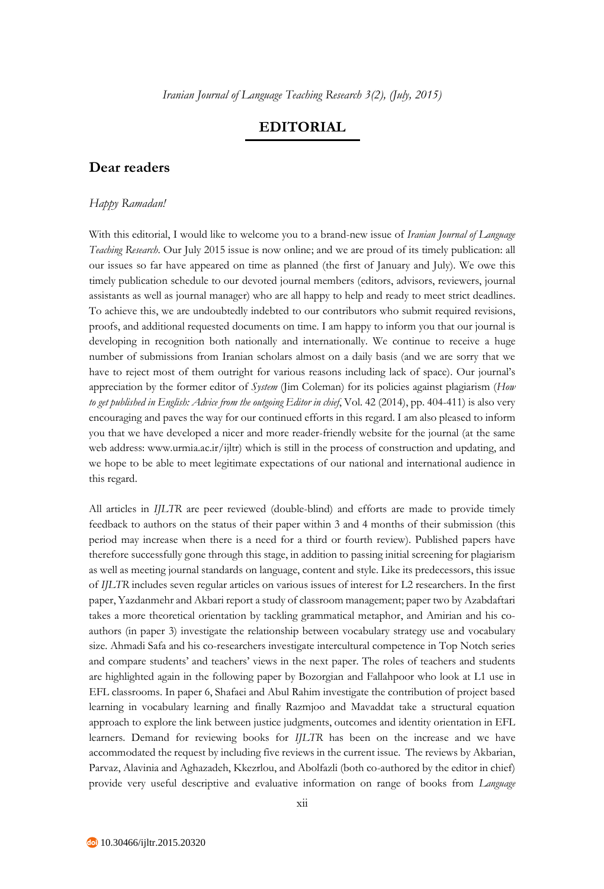# EDITORIAL

## Dear readers

*Happy Ramadan!*

With this editorial, I would like to welcome you to a brand-new issue of *Iranian Journal of Language Teaching Research*. Our July 2015 issue is now online; and we are proud of its timely publication: all our issues so far have appeared on time as planned (the first of January and July). We owe this timely publication schedule to our devoted journal members (editors, advisors, reviewers, journal assistants as well as journal manager) who are all happy to help and ready to meet strict deadlines. To achieve this, we are undoubtedly indebted to our contributors who submit required revisions, proofs, and additional requested documents on time. I am happy to inform you that our journal is developing in recognition both nationally and internationally. We continue to receive a huge number of submissions from Iranian scholars almost on a daily basis (and we are sorry that we have to reject most of them outright for various reasons including lack of space). Our journal's appreciation by the former editor of *System* (Jim Coleman) for its policies against plagiarism (*How to get published in English: Advice from the outgoing Editor in chief*, Vol. 42 (2014), pp. 404-411) is also very encouraging and paves the way for our continued efforts in this regard. I am also pleased to inform you that we have developed a nicer and more reader-friendly website for the journal (at the same web address: www.urmia.ac.ir/ijltr) which is still in the process of construction and updating, and we hope to be able to meet legitimate expectations of our national and international audience in this regard.

All articles in *IJLTR* are peer reviewed (double-blind) and efforts are made to provide timely feedback to authors on the status of their paper within 3 and 4 months of their submission (this period may increase when there is a need for a third or fourth review). Published papers have therefore successfully gone through this stage, in addition to passing initial screening for plagiarism as well as meeting journal standards on language, content and style. Like its predecessors, this issue of *IJLTR* includes seven regular articles on various issues of interest for L2 researchers. In the first paper, Yazdanmehr and Akbari report a study of classroom management; paper two by Azabdaftari takes a more theoretical orientation by tackling grammatical metaphor, and Amirian and his co-authors (in paper 3) investigate the relationship between vocabulary strategy use and vocabulary size. Ahmadi Safa and his co-researchers investigate intercultural competence in Top Notch series and compare students' and teachers' views in the next paper. The roles of teachers and students are highlighted again in the following paper by Bozorgian and Fallahpoor who look at L1 use in EFL classrooms. In paper 6, Shafaei and Abul Rahim investigate the contribution of project based learning in vocabulary learning and finally Razmjoo and Mavaddat take a structural equation approach to explore the link between justice judgments, outcomes and identity orientation in EFL learners. Demand for reviewing books for *IJLTR* has been on the increase and we have accommodated the request by including five reviews in the current issue. The reviews by Akbarian, Parvaz, Alavinia and Aghazadeh, Kkezrlou, and Abolfazli (both co-authored by the editor in chief) provide very useful descriptive and evaluative information on range of books from *Language*

10.30466/ijltr.2015.20320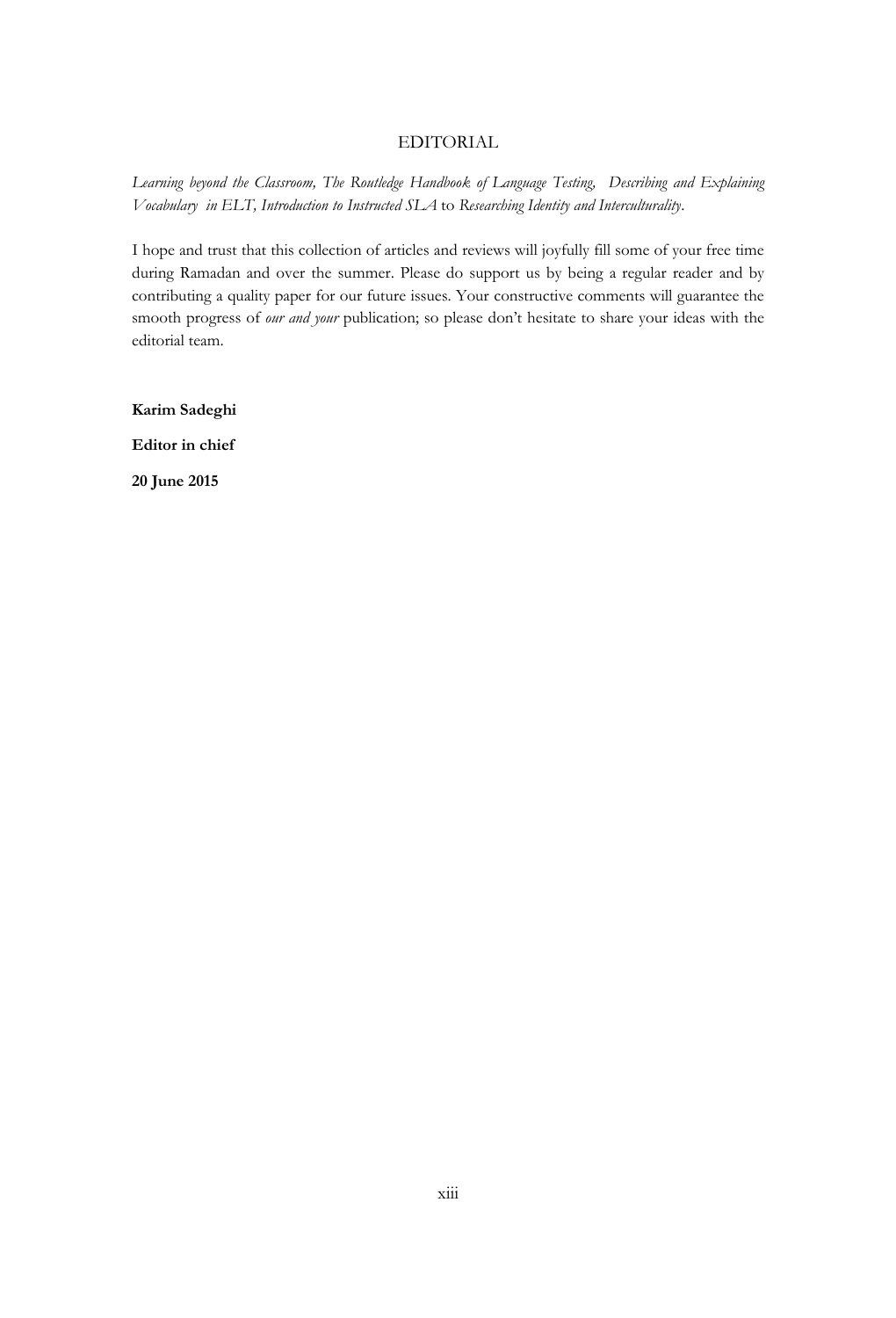EDITORIAL

*Learning beyond the Classroom, The Routledge Handbook of Language Testing, Describing and Explaining Vocabulary in ELT, Introduction to Instructed SLA* to *Researching Identity and Interculturality*.

I hope and trust that this collection of articles and reviews will joyfully fill some of your free time during Ramadan and over the summer. Please do support us by being a regular reader and by contributing a quality paper for our future issues. Your constructive comments will guarantee the smooth progress of *our and your* publication; so please don't hesitate to share your ideas with the editorial team.

**Karim Sadeghi**

**Editor in chief**

**20 June 2015**